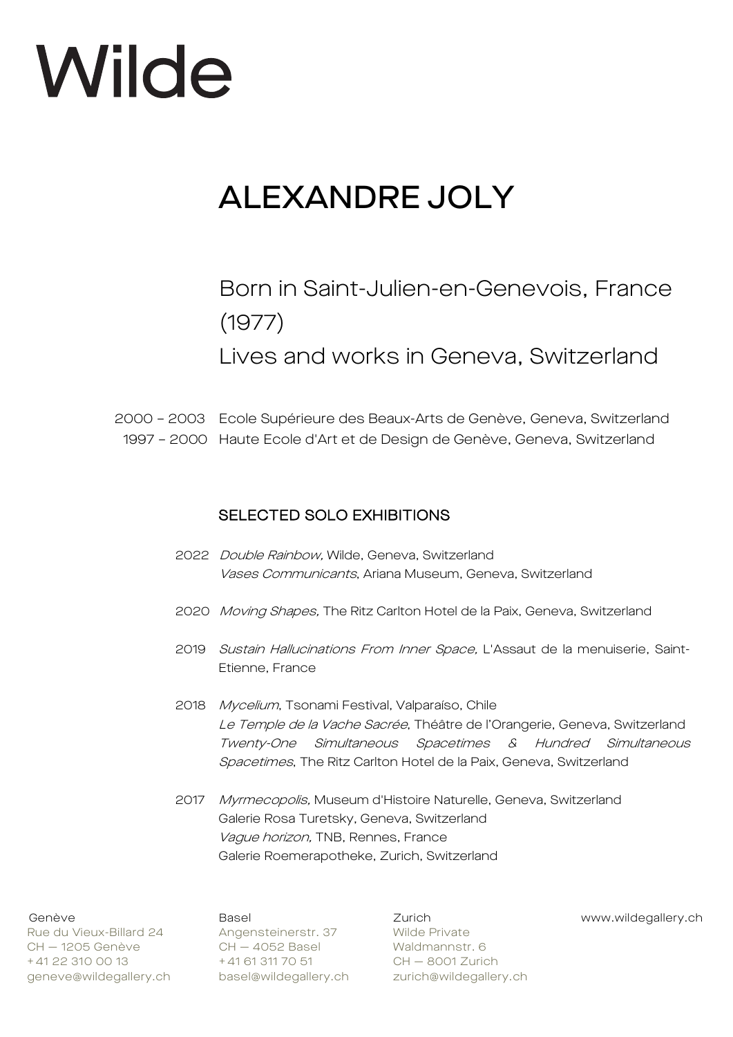# Wilde

## ALEXANDRE JOLY

Born in Saint-Julien-en-Genevois, France (1977)
Lives and works in Geneva, Switzerland

2000 – 2003 Ecole Supérieure des Beaux-Arts de Genève, Geneva, Switzerland
1997 – 2000 Haute Ecole d'Art et de Design de Genève, Geneva, Switzerland

### SELECTED SOLO EXHIBITIONS

**2022**
*Double Rainbow,* Wilde, Geneva, Switzerland
*Vases Communicants*, Ariana Museum, Geneva, Switzerland

**2020**
*Moving Shapes,* The Ritz Carlton Hotel de la Paix, Geneva, Switzerland

**2019**
*Sustain Hallucinations From Inner Space,* L'Assaut de la menuiserie, Saint-Etienne, France

**2018**
*Mycelium*, Tsonami Festival, Valparaíso, Chile
*Le Temple de la Vache Sacrée*, Théâtre de l'Orangerie, Geneva, Switzerland
*Twenty-One Simultaneous Spacetimes & Hundred Simultaneous Spacetimes*, The Ritz Carlton Hotel de la Paix, Geneva, Switzerland

**2017**
*Myrmecopolis,* Museum d'Histoire Naturelle, Geneva, Switzerland
Galerie Rosa Turetsky, Geneva, Switzerland
*Vague horizon,* TNB, Rennes, France
Galerie Roemerapotheke, Zurich, Switzerland

Genève
Rue du Vieux-Billard 24
CH — 1205 Genève
+41 22 310 00 13
geneve@wildegallery.ch

Basel
Angensteinerstr. 37
CH — 4052 Basel
+41 61 311 70 51
basel@wildegallery.ch

Zurich
Wilde Private
Waldmannstr. 6
CH — 8001 Zurich
zurich@wildegallery.ch

www.wildegallery.ch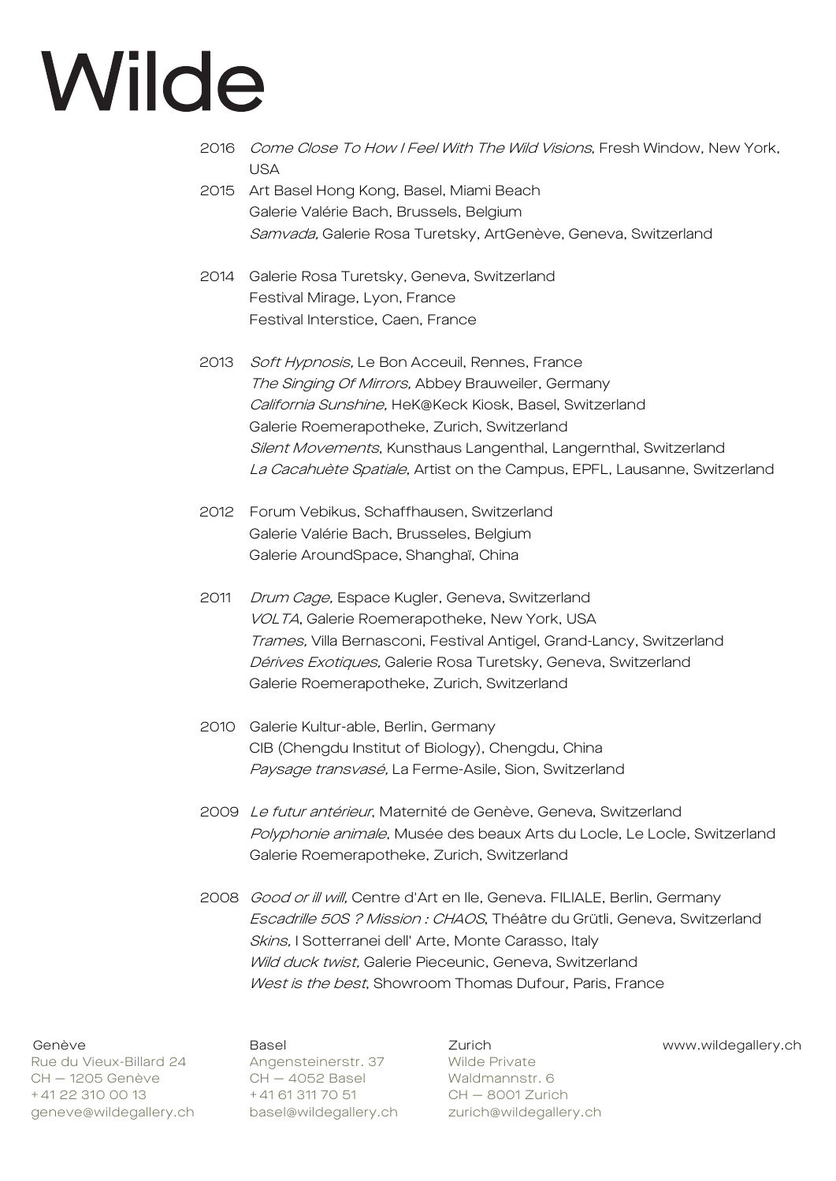# Wilde

2016 *Come Close To How I Feel With The Wild Visions*, Fresh Window, New York, USA

2015 Art Basel Hong Kong, Basel, Miami Beach
Galerie Valérie Bach, Brussels, Belgium
*Samvada,* Galerie Rosa Turetsky, ArtGenève, Geneva, Switzerland

2014 Galerie Rosa Turetsky, Geneva, Switzerland
Festival Mirage, Lyon, France
Festival Interstice, Caen, France

2013 *Soft Hypnosis,* Le Bon Acceuil, Rennes, France
*The Singing Of Mirrors,* Abbey Brauweiler, Germany
*California Sunshine,* HeK@Keck Kiosk, Basel, Switzerland
Galerie Roemerapotheke, Zurich, Switzerland
*Silent Movements*, Kunsthaus Langenthal, Langernthal, Switzerland
*La Cacahuète Spatiale*, Artist on the Campus, EPFL, Lausanne, Switzerland

2012 Forum Vebikus, Schaffhausen, Switzerland
Galerie Valérie Bach, Brusseles, Belgium
Galerie AroundSpace, Shanghaï, China

2011 *Drum Cage,* Espace Kugler, Geneva, Switzerland
*VOLTA*, Galerie Roemerapotheke, New York, USA
*Trames,* Villa Bernasconi, Festival Antigel, Grand-Lancy, Switzerland
*Dérives Exotiques,* Galerie Rosa Turetsky, Geneva, Switzerland
Galerie Roemerapotheke, Zurich, Switzerland

2010 Galerie Kultur-able, Berlin, Germany
CIB (Chengdu Institut of Biology), Chengdu, China
*Paysage transvasé,* La Ferme-Asile, Sion, Switzerland

2009 *Le futur antérieur*, Maternité de Genève, Geneva, Switzerland
*Polyphonie animale*, Musée des beaux Arts du Locle, Le Locle, Switzerland
Galerie Roemerapotheke, Zurich, Switzerland

2008 *Good or ill will,* Centre d'Art en Ile, Geneva. FILIALE, Berlin, Germany
*Escadrille 50S ? Mission : CHAOS*, Théâtre du Grütli, Geneva, Switzerland
*Skins,* I Sotterranei dell' Arte, Monte Carasso, Italy
*Wild duck twist,* Galerie Pieceunic, Geneva, Switzerland
*West is the best*, Showroom Thomas Dufour, Paris, France

Genève
Rue du Vieux-Billard 24
CH — 1205 Genève
+41 22 310 00 13
geneve@wildegallery.ch

Basel
Angensteinerstr. 37
CH — 4052 Basel
+41 61 311 70 51
basel@wildegallery.ch

Zurich
Wilde Private
Waldmannstr. 6
CH — 8001 Zurich
zurich@wildegallery.ch

www.wildegallery.ch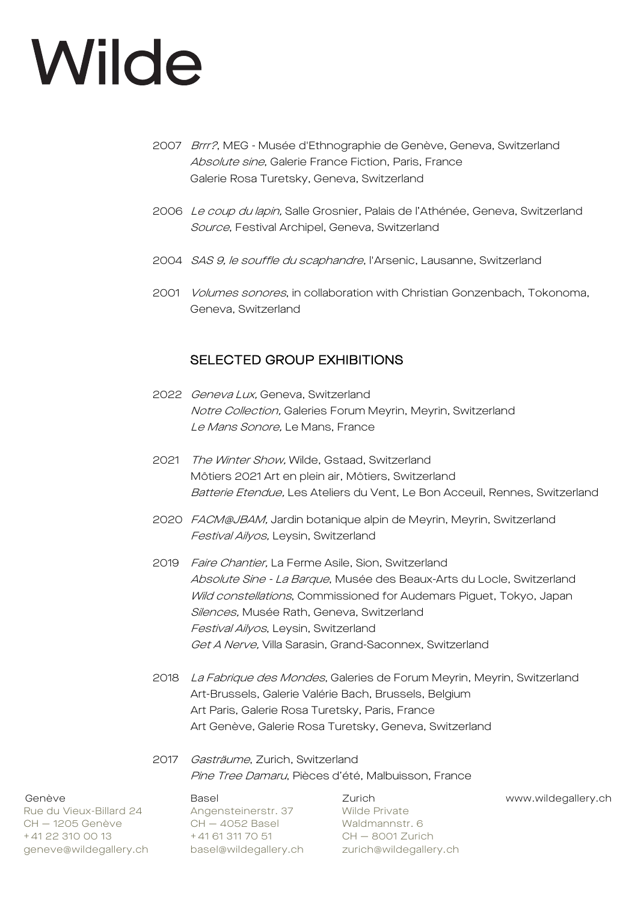2007 *Brrr?*, MEG - Musée d'Ethnographie de Genève, Geneva, Switzerland
*Absolute sine*, Galerie France Fiction, Paris, France
Galerie Rosa Turetsky, Geneva, Switzerland

2006 *Le coup du lapin,* Salle Grosnier, Palais de l'Athénée, Geneva, Switzerland
*Source*, Festival Archipel, Geneva, Switzerland

2004 *SAS 9, le souffle du scaphandre*, l'Arsenic, Lausanne, Switzerland

2001 *Volumes sonores*, in collaboration with Christian Gonzenbach, Tokonoma, Geneva, Switzerland

## SELECTED GROUP EXHIBITIONS

2022 *Geneva Lux,* Geneva, Switzerland
*Notre Collection,* Galeries Forum Meyrin, Meyrin, Switzerland
*Le Mans Sonore,* Le Mans, France

2021 *The Winter Show,* Wilde, Gstaad, Switzerland
Môtiers 2021 Art en plein air, Môtiers, Switzerland
*Batterie Etendue,* Les Ateliers du Vent, Le Bon Acceuil, Rennes, Switzerland

2020 *FACM@JBAM,* Jardin botanique alpin de Meyrin, Meyrin, Switzerland
*Festival Ailyos,* Leysin, Switzerland

2019 *Faire Chantier,* La Ferme Asile, Sion, Switzerland
*Absolute Sine - La Barque*, Musée des Beaux-Arts du Locle, Switzerland
*Wild constellations*, Commissioned for Audemars Piguet, Tokyo, Japan
*Silences,* Musée Rath, Geneva, Switzerland
*Festival Ailyos*, Leysin, Switzerland
*Get A Nerve,* Villa Sarasin, Grand-Saconnex, Switzerland

2018 *La Fabrique des Mondes*, Galeries de Forum Meyrin, Meyrin, Switzerland
Art-Brussels, Galerie Valérie Bach, Brussels, Belgium
Art Paris, Galerie Rosa Turetsky, Paris, France
Art Genève, Galerie Rosa Turetsky, Geneva, Switzerland

2017 *Gasträume*, Zurich, Switzerland
*Pine Tree Damaru*, Pièces d'été, Malbuisson, France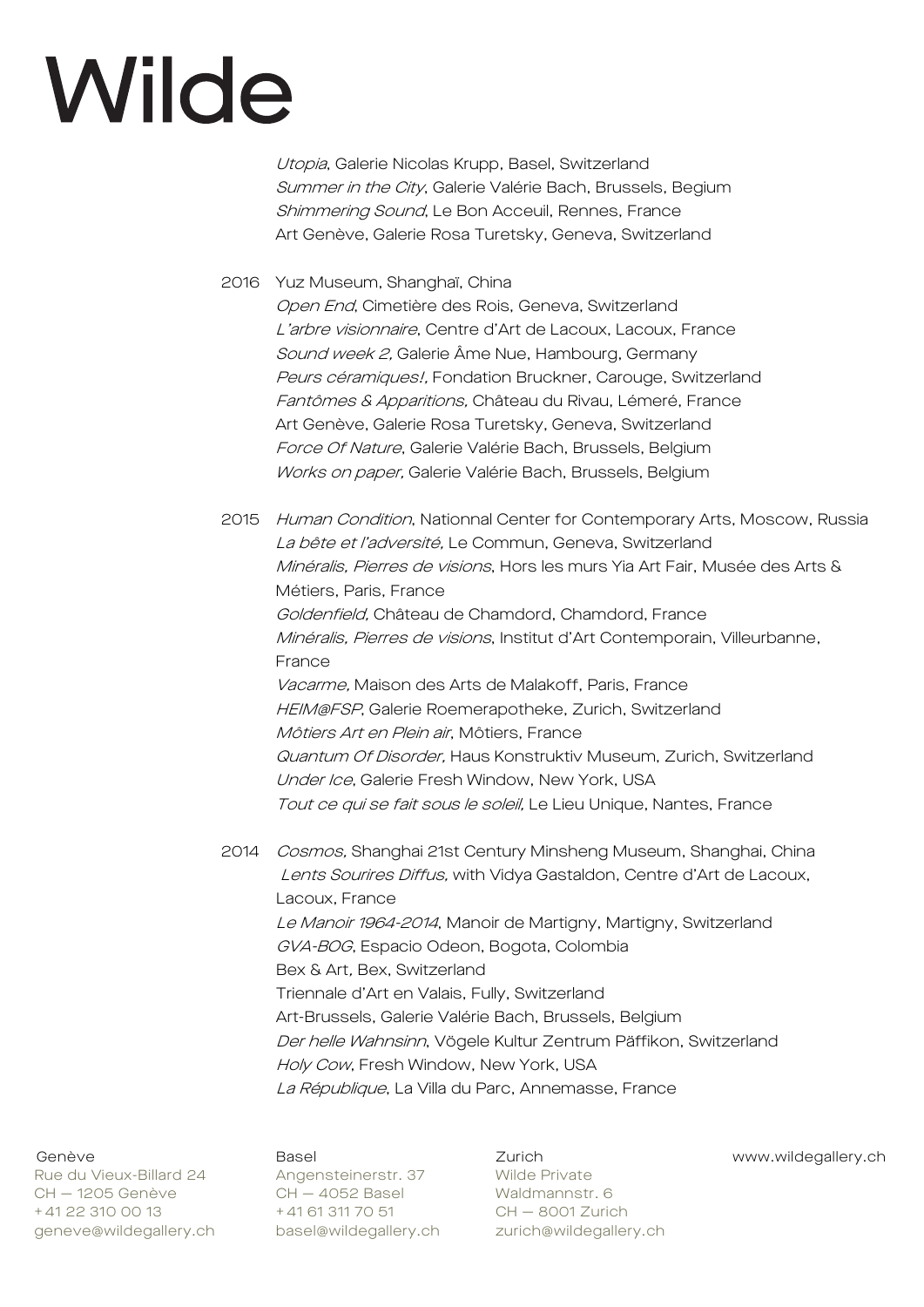*Utopia*, Galerie Nicolas Krupp, Basel, Switzerland
*Summer in the City*, Galerie Valérie Bach, Brussels, Begium
*Shimmering Sound*, Le Bon Acceuil, Rennes, France
Art Genève, Galerie Rosa Turetsky, Geneva, Switzerland

2016 Yuz Museum, Shanghaï, China
*Open End*, Cimetière des Rois, Geneva, Switzerland
*L'arbre visionnaire*, Centre d'Art de Lacoux, Lacoux, France
*Sound week 2,* Galerie Âme Nue, Hambourg, Germany
*Peurs céramiques!*, Fondation Bruckner, Carouge, Switzerland
*Fantômes & Apparitions,* Château du Rivau, Lémeré, France
Art Genève, Galerie Rosa Turetsky, Geneva, Switzerland
*Force Of Nature*, Galerie Valérie Bach, Brussels, Belgium
*Works on paper,* Galerie Valérie Bach, Brussels, Belgium

2015 *Human Condition*, Nationnal Center for Contemporary Arts, Moscow, Russia
*La bête et l'adversité,* Le Commun, Geneva, Switzerland
*Minéralis, Pierres de visions*, Hors les murs Yia Art Fair, Musée des Arts & Métiers, Paris, France
*Goldenfield,* Château de Chamdord, Chamdord, France
*Minéralis, Pierres de visions*, Institut d'Art Contemporain, Villeurbanne, France
*Vacarme,* Maison des Arts de Malakoff, Paris, France
*HEIM@FSP*, Galerie Roemerapotheke, Zurich, Switzerland
*Môtiers Art en Plein air*, Môtiers, France
*Quantum Of Disorder,* Haus Konstruktiv Museum, Zurich, Switzerland
*Under Ice*, Galerie Fresh Window, New York, USA
*Tout ce qui se fait sous le soleil,* Le Lieu Unique, Nantes, France

2014 *Cosmos,* Shanghai 21st Century Minsheng Museum, Shanghai, China
*Lents Sourires Diffus,* with Vidya Gastaldon, Centre d'Art de Lacoux, Lacoux, France
*Le Manoir 1964-2014*, Manoir de Martigny, Martigny, Switzerland
*GVA-BOG*, Espacio Odeon, Bogota, Colombia
Bex & Art, Bex, Switzerland
Triennale d'Art en Valais, Fully, Switzerland
Art-Brussels, Galerie Valérie Bach, Brussels, Belgium
*Der helle Wahnsinn*, Vögele Kultur Zentrum Päffikon, Switzerland
*Holy Cow*, Fresh Window, New York, USA
*La République*, La Villa du Parc, Annemasse, France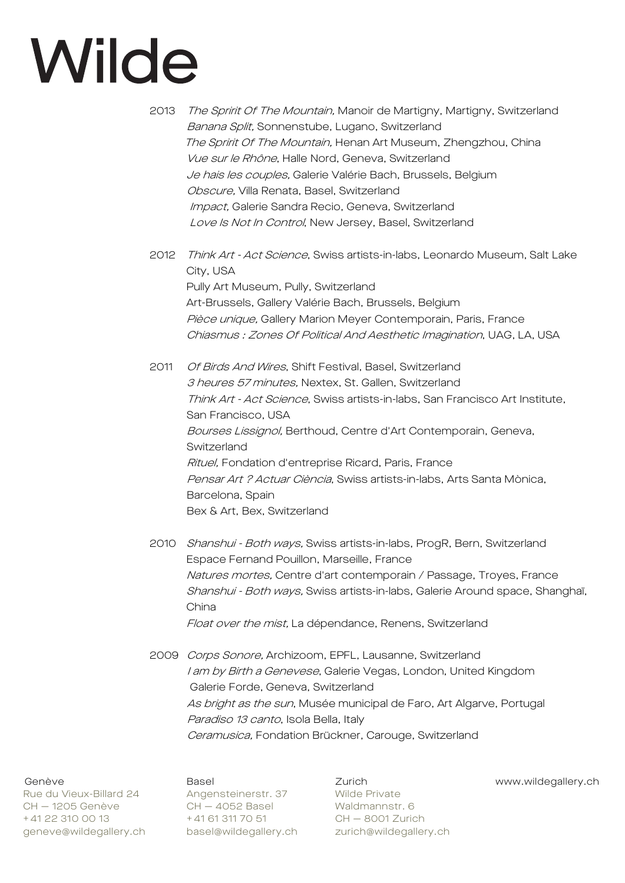# Wilde

2013 *The Spririt Of The Mountain,* Manoir de Martigny, Martigny, Switzerland
*Banana Split*, Sonnenstube, Lugano, Switzerland
*The Spririt Of The Mountain,* Henan Art Museum, Zhengzhou, China
*Vue sur le Rhône*, Halle Nord, Geneva, Switzerland
*Je hais les couples,* Galerie Valérie Bach, Brussels, Belgium
*Obscure,* Villa Renata, Basel, Switzerland
*Impact,* Galerie Sandra Recio, Geneva, Switzerland
*Love Is Not In Control*, New Jersey, Basel, Switzerland

2012 *Think Art - Act Science*, Swiss artists-in-labs, Leonardo Museum, Salt Lake City, USA
Pully Art Museum, Pully, Switzerland
Art-Brussels, Gallery Valérie Bach, Brussels, Belgium
*Pièce unique,* Gallery Marion Meyer Contemporain, Paris, France
*Chiasmus : Zones Of Political And Aesthetic Imagination*, UAG, LA, USA

2011 *Of Birds And Wires*, Shift Festival, Basel, Switzerland
*3 heures 57 minutes,* Nextex, St. Gallen, Switzerland
*Think Art - Act Science*, Swiss artists-in-labs, San Francisco Art Institute, San Francisco, USA
*Bourses Lissignol,* Berthoud, Centre d'Art Contemporain, Geneva, Switzerland
*Rituel,* Fondation d'entreprise Ricard, Paris, France
*Pensar Art ? Actuar Ciència*, Swiss artists-in-labs, Arts Santa Mònica, Barcelona, Spain
Bex & Art, Bex, Switzerland

2010 *Shanshui - Both ways,* Swiss artists-in-labs, ProgR, Bern, Switzerland
Espace Fernand Pouillon, Marseille, France
*Natures mortes,* Centre d'art contemporain / Passage, Troyes, France
*Shanshui - Both ways,* Swiss artists-in-labs, Galerie Around space, Shanghaï, China
*Float over the mist,* La dépendance, Renens, Switzerland

2009 *Corps Sonore,* Archizoom, EPFL, Lausanne, Switzerland
*I am by Birth a Genevese*, Galerie Vegas, London, United Kingdom
Galerie Forde, Geneva, Switzerland
*As bright as the sun*, Musée municipal de Faro, Art Algarve, Portugal
*Paradiso 13 canto*, Isola Bella, Italy
*Ceramusica,* Fondation Brückner, Carouge, Switzerland

Genève
Rue du Vieux-Billard 24
CH — 1205 Genève
+41 22 310 00 13
geneve@wildegallery.ch

Basel
Angensteinerstr. 37
CH — 4052 Basel
+41 61 311 70 51
basel@wildegallery.ch

Zurich
Wilde Private
Waldmannstr. 6
CH — 8001 Zurich
zurich@wildegallery.ch

www.wildegallery.ch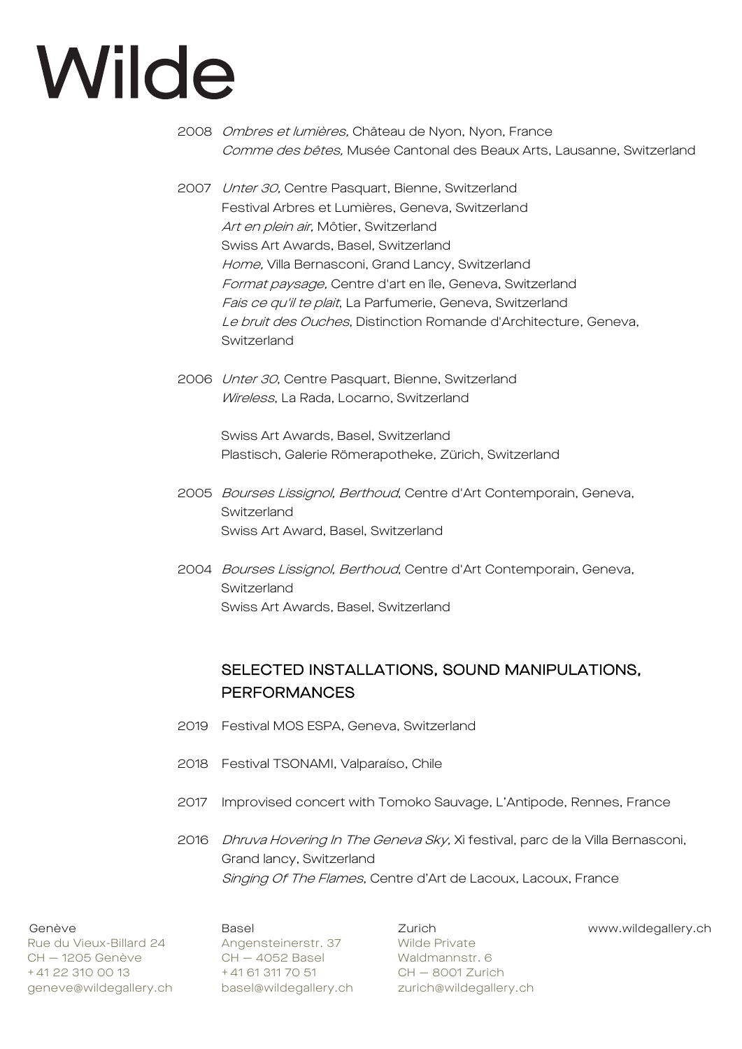2008 *Ombres et lumières,* Château de Nyon, Nyon, France
*Comme des bêtes,* Musée Cantonal des Beaux Arts, Lausanne, Switzerland

2007 *Unter 30,* Centre Pasquart, Bienne, Switzerland
Festival Arbres et Lumières, Geneva, Switzerland
*Art en plein air,* Môtier, Switzerland
Swiss Art Awards, Basel, Switzerland
*Home,* Villa Bernasconi, Grand Lancy, Switzerland
*Format paysage,* Centre d'art en île, Geneva, Switzerland
*Fais ce qu'il te plait*, La Parfumerie, Geneva, Switzerland
*Le bruit des Ouches*, Distinction Romande d'Architecture, Geneva, Switzerland

2006 *Unter 30*, Centre Pasquart, Bienne, Switzerland
*Wireless*, La Rada, Locarno, Switzerland

Swiss Art Awards, Basel, Switzerland
Plastisch, Galerie Römerapotheke, Zürich, Switzerland

2005 *Bourses Lissignol, Berthoud*, Centre d'Art Contemporain, Geneva, Switzerland
Swiss Art Award, Basel, Switzerland

2004 *Bourses Lissignol, Berthoud*, Centre d'Art Contemporain, Geneva, Switzerland
Swiss Art Awards, Basel, Switzerland

## SELECTED INSTALLATIONS, SOUND MANIPULATIONS, PERFORMANCES

2019 Festival MOS ESPA, Geneva, Switzerland

2018 Festival TSONAMI, Valparaíso, Chile

2017 Improvised concert with Tomoko Sauvage, L'Antipode, Rennes, France

2016 *Dhruva Hovering In The Geneva Sky,* Xi festival, parc de la Villa Bernasconi, Grand lancy, Switzerland
*Singing Of The Flames*, Centre d'Art de Lacoux, Lacoux, France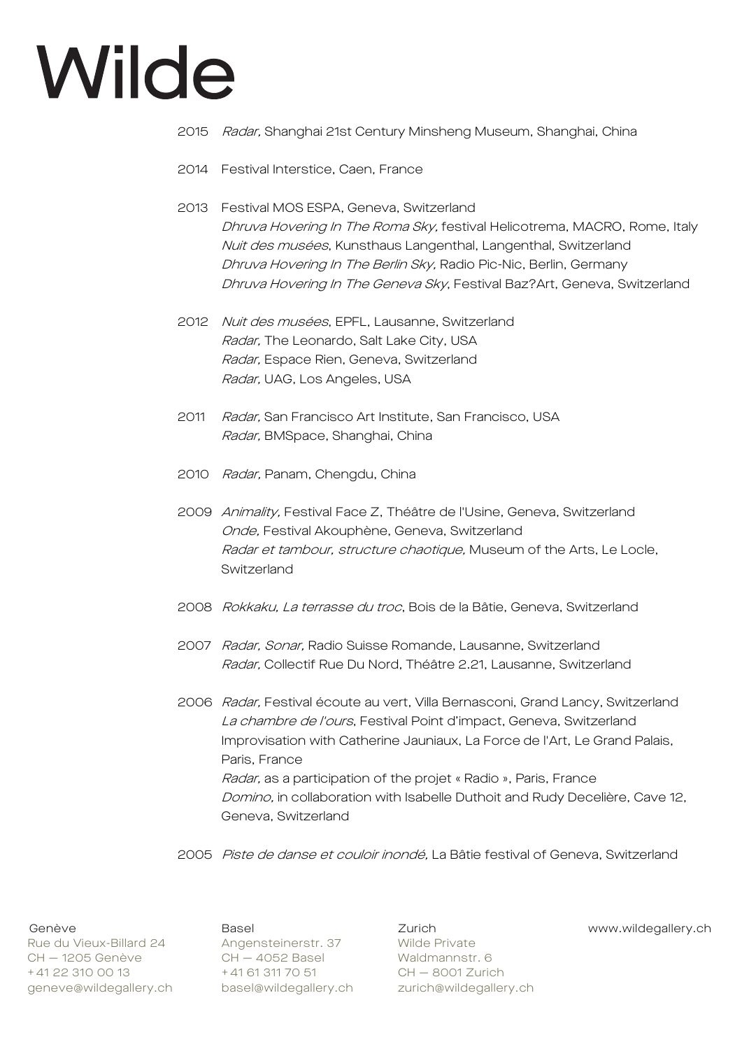2015 *Radar,* Shanghai 21st Century Minsheng Museum, Shanghai, China

2014 Festival Interstice, Caen, France

2013 Festival MOS ESPA, Geneva, Switzerland
*Dhruva Hovering In The Roma Sky,* festival Helicotrema, MACRO, Rome, Italy
*Nuit des musées*, Kunsthaus Langenthal, Langenthal, Switzerland
*Dhruva Hovering In The Berlin Sky,* Radio Pic-Nic, Berlin, Germany
*Dhruva Hovering In The Geneva Sky*, Festival Baz?Art, Geneva, Switzerland

2012 *Nuit des musées*, EPFL, Lausanne, Switzerland
*Radar,* The Leonardo, Salt Lake City, USA
*Radar,* Espace Rien, Geneva, Switzerland
*Radar,* UAG, Los Angeles, USA

2011 *Radar,* San Francisco Art Institute, San Francisco, USA
*Radar,* BMSpace, Shanghai, China

2010 *Radar,* Panam, Chengdu, China

2009 *Animality,* Festival Face Z, Théâtre de l'Usine, Geneva, Switzerland
*Onde,* Festival Akouphène, Geneva, Switzerland
*Radar et tambour, structure chaotique,* Museum of the Arts, Le Locle, Switzerland

2008 *Rokkaku, La terrasse du troc*, Bois de la Bâtie, Geneva, Switzerland

2007 *Radar, Sonar,* Radio Suisse Romande, Lausanne, Switzerland
*Radar,* Collectif Rue Du Nord, Théâtre 2.21, Lausanne, Switzerland

2006 *Radar,* Festival écoute au vert, Villa Bernasconi, Grand Lancy, Switzerland
*La chambre de l'ours*, Festival Point d'impact, Geneva, Switzerland
Improvisation with Catherine Jauniaux, La Force de l'Art, Le Grand Palais, Paris, France
*Radar,* as a participation of the projet « Radio », Paris, France
*Domino,* in collaboration with Isabelle Duthoit and Rudy Decelière, Cave 12, Geneva, Switzerland

2005 *Piste de danse et couloir inondé,* La Bâtie festival of Geneva, Switzerland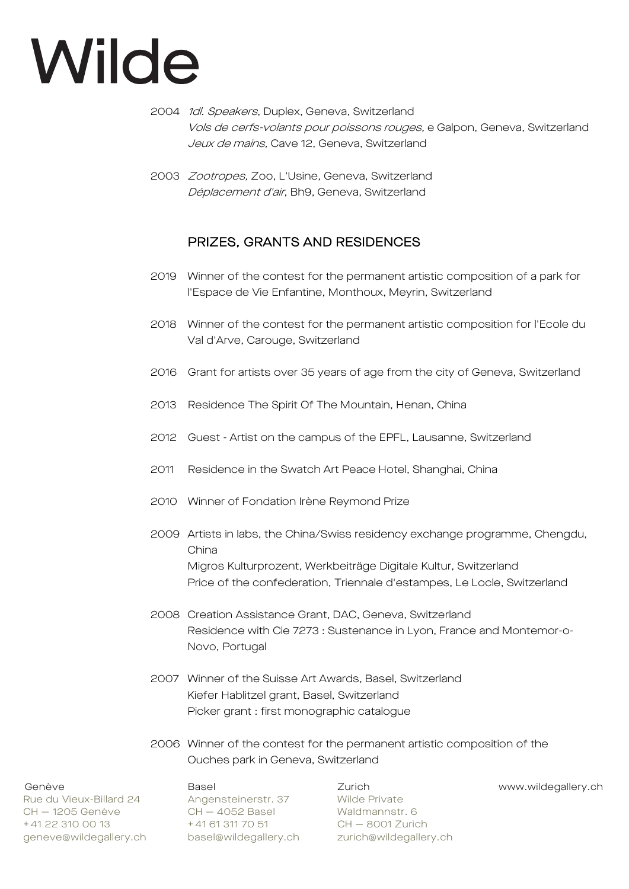2004 *1dl. Speakers*, Duplex, Geneva, Switzerland
*Vols de cerfs-volants pour poissons rouges,* e Galpon, Geneva, Switzerland
*Jeux de mains,* Cave 12, Geneva, Switzerland

2003 *Zootropes,* Zoo, L'Usine, Geneva, Switzerland
*Déplacement d'air*, Bh9, Geneva, Switzerland

## PRIZES, GRANTS AND RESIDENCES

2019 Winner of the contest for the permanent artistic composition of a park for l'Espace de Vie Enfantine, Monthoux, Meyrin, Switzerland

2018 Winner of the contest for the permanent artistic composition for l'Ecole du Val d'Arve, Carouge, Switzerland

2016 Grant for artists over 35 years of age from the city of Geneva, Switzerland

2013 Residence The Spirit Of The Mountain, Henan, China

2012 Guest - Artist on the campus of the EPFL, Lausanne, Switzerland

2011 Residence in the Swatch Art Peace Hotel, Shanghai, China

2010 Winner of Fondation Irène Reymond Prize

2009 Artists in labs, the China/Swiss residency exchange programme, Chengdu, China
Migros Kulturprozent, Werkbeiträge Digitale Kultur, Switzerland
Price of the confederation, Triennale d'estampes, Le Locle, Switzerland

2008 Creation Assistance Grant, DAC, Geneva, Switzerland
Residence with Cie 7273 : Sustenance in Lyon, France and Montemor-o-Novo, Portugal

2007 Winner of the Suisse Art Awards, Basel, Switzerland
Kiefer Hablitzel grant, Basel, Switzerland
Picker grant : first monographic catalogue

2006 Winner of the contest for the permanent artistic composition of the Ouches park in Geneva, Switzerland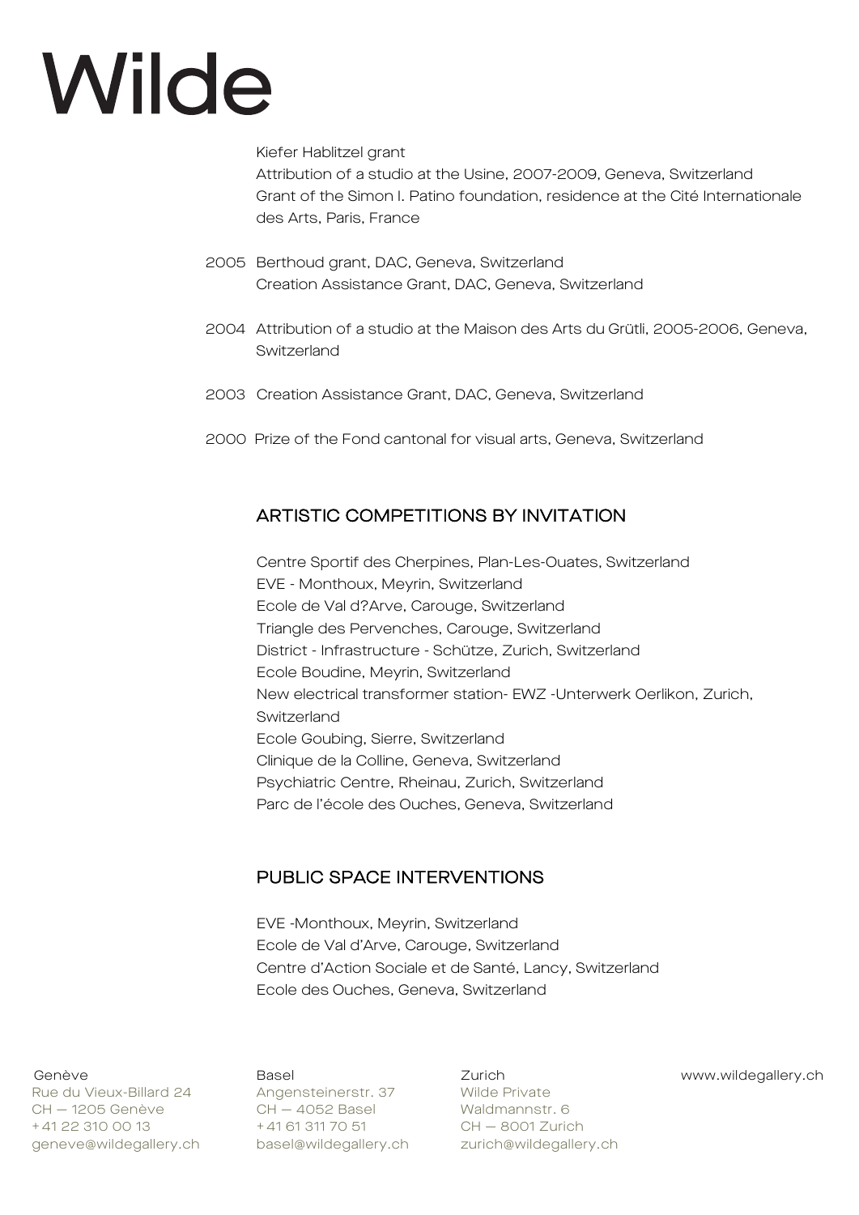Kiefer Hablitzel grant
Attribution of a studio at the Usine, 2007-2009, Geneva, Switzerland
Grant of the Simon I. Patino foundation, residence at the Cité Internationale des Arts, Paris, France

2005 Berthoud grant, DAC, Geneva, Switzerland
Creation Assistance Grant, DAC, Geneva, Switzerland

2004 Attribution of a studio at the Maison des Arts du Grütli, 2005-2006, Geneva, Switzerland

2003 Creation Assistance Grant, DAC, Geneva, Switzerland

2000 Prize of the Fond cantonal for visual arts, Geneva, Switzerland

## ARTISTIC COMPETITIONS BY INVITATION

Centre Sportif des Cherpines, Plan-Les-Ouates, Switzerland
EVE - Monthoux, Meyrin, Switzerland
Ecole de Val d?Arve, Carouge, Switzerland
Triangle des Pervenches, Carouge, Switzerland
District - Infrastructure - Schütze, Zurich, Switzerland
Ecole Boudine, Meyrin, Switzerland
New electrical transformer station- EWZ -Unterwerk Oerlikon, Zurich, Switzerland
Ecole Goubing, Sierre, Switzerland
Clinique de la Colline, Geneva, Switzerland
Psychiatric Centre, Rheinau, Zurich, Switzerland
Parc de l'école des Ouches, Geneva, Switzerland

## PUBLIC SPACE INTERVENTIONS

EVE -Monthoux, Meyrin, Switzerland
Ecole de Val d'Arve, Carouge, Switzerland
Centre d'Action Sociale et de Santé, Lancy, Switzerland
Ecole des Ouches, Geneva, Switzerland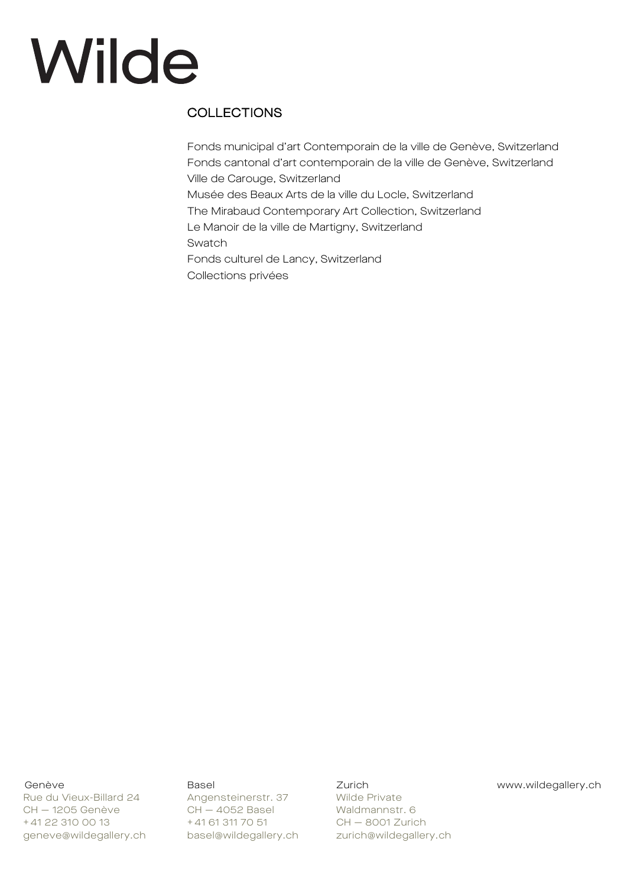## COLLECTIONS

Fonds municipal d'art Contemporain de la ville de Genève, Switzerland
Fonds cantonal d'art contemporain de la ville de Genève, Switzerland
Ville de Carouge, Switzerland
Musée des Beaux Arts de la ville du Locle, Switzerland
The Mirabaud Contemporary Art Collection, Switzerland
Le Manoir de la ville de Martigny, Switzerland
Swatch
Fonds culturel de Lancy, Switzerland
Collections privées